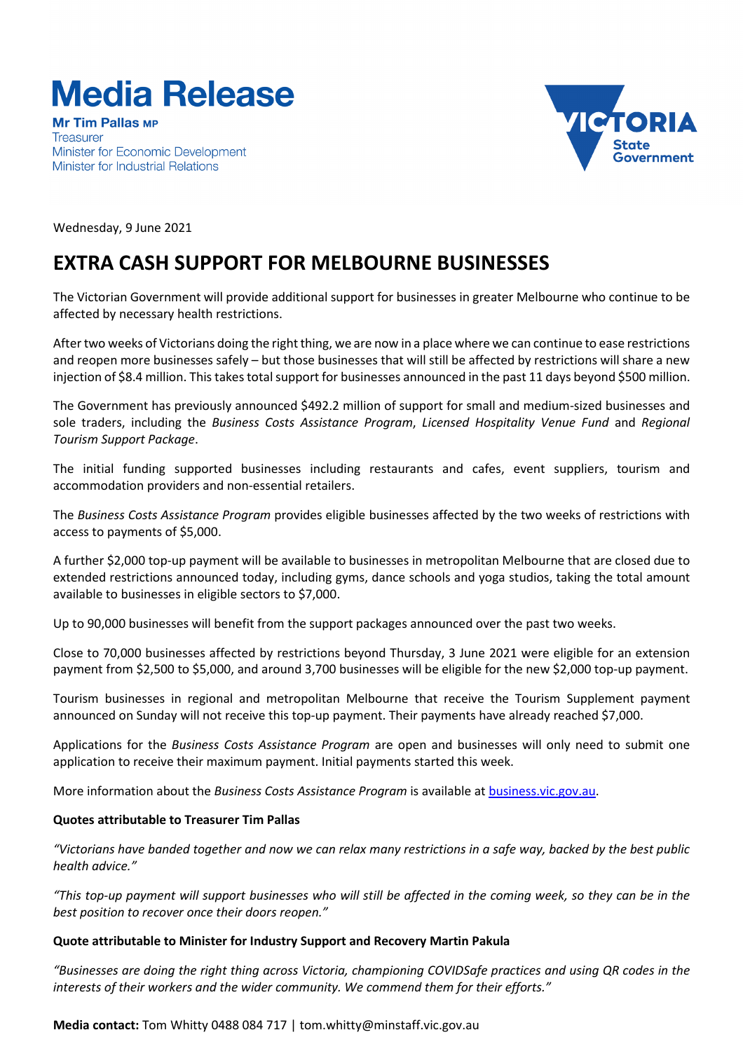# Media Release

**Mr Tim Pallas MP**
Treasurer
Minister for Economic Development
Minister for Industrial Relations

Wednesday, 9 June 2021

## EXTRA CASH SUPPORT FOR MELBOURNE BUSINESSES

The Victorian Government will provide additional support for businesses in greater Melbourne who continue to be affected by necessary health restrictions.

After two weeks of Victorians doing the right thing, we are now in a place where we can continue to ease restrictions and reopen more businesses safely – but those businesses that will still be affected by restrictions will share a new injection of $8.4 million. This takes total support for businesses announced in the past 11 days beyond $500 million.

The Government has previously announced $492.2 million of support for small and medium-sized businesses and sole traders, including the *Business Costs Assistance Program*, *Licensed Hospitality Venue Fund* and *Regional Tourism Support Package*.

The initial funding supported businesses including restaurants and cafes, event suppliers, tourism and accommodation providers and non-essential retailers.

The *Business Costs Assistance Program* provides eligible businesses affected by the two weeks of restrictions with access to payments of $5,000.

A further $2,000 top-up payment will be available to businesses in metropolitan Melbourne that are closed due to extended restrictions announced today, including gyms, dance schools and yoga studios, taking the total amount available to businesses in eligible sectors to $7,000.

Up to 90,000 businesses will benefit from the support packages announced over the past two weeks.

Close to 70,000 businesses affected by restrictions beyond Thursday, 3 June 2021 were eligible for an extension payment from $2,500 to $5,000, and around 3,700 businesses will be eligible for the new $2,000 top-up payment.

Tourism businesses in regional and metropolitan Melbourne that receive the Tourism Supplement payment announced on Sunday will not receive this top-up payment. Their payments have already reached $7,000.

Applications for the *Business Costs Assistance Program* are open and businesses will only need to submit one application to receive their maximum payment. Initial payments started this week.

More information about the *Business Costs Assistance Program* is available at [business.vic.gov.au](business.vic.gov.au).

**Quotes attributable to Treasurer Tim Pallas**

*"Victorians have banded together and now we can relax many restrictions in a safe way, backed by the best public health advice."*

*"This top-up payment will support businesses who will still be affected in the coming week, so they can be in the best position to recover once their doors reopen."*

**Quote attributable to Minister for Industry Support and Recovery Martin Pakula**

*"Businesses are doing the right thing across Victoria, championing COVIDSafe practices and using QR codes in the interests of their workers and the wider community. We commend them for their efforts."*

**Media contact:** Tom Whitty 0488 084 717 | tom.whitty@minstaff.vic.gov.au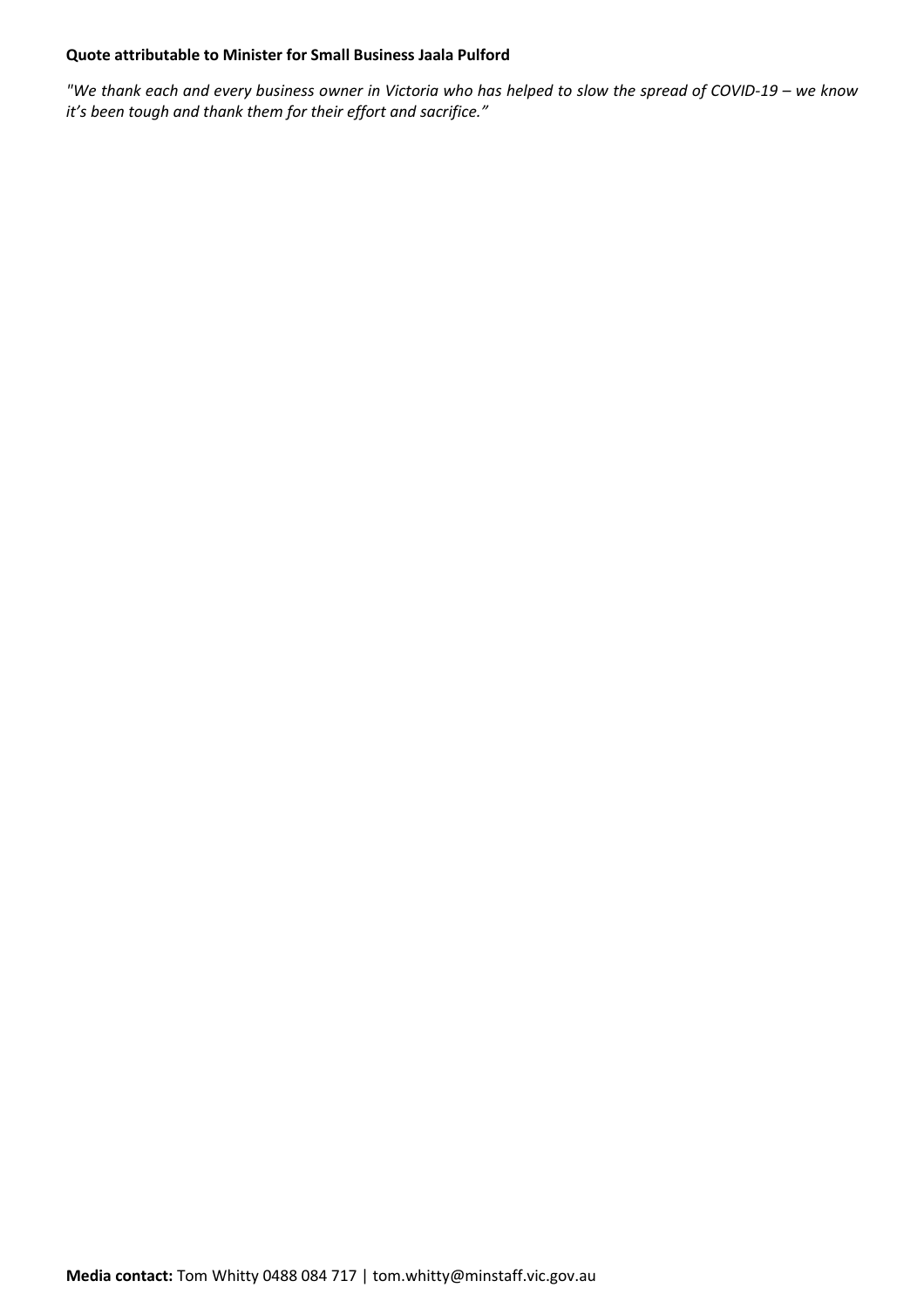**Quote attributable to Minister for Small Business Jaala Pulford**

*"We thank each and every business owner in Victoria who has helped to slow the spread of COVID-19 – we know it's been tough and thank them for their effort and sacrifice."*

**Media contact:** Tom Whitty 0488 084 717 | tom.whitty@minstaff.vic.gov.au